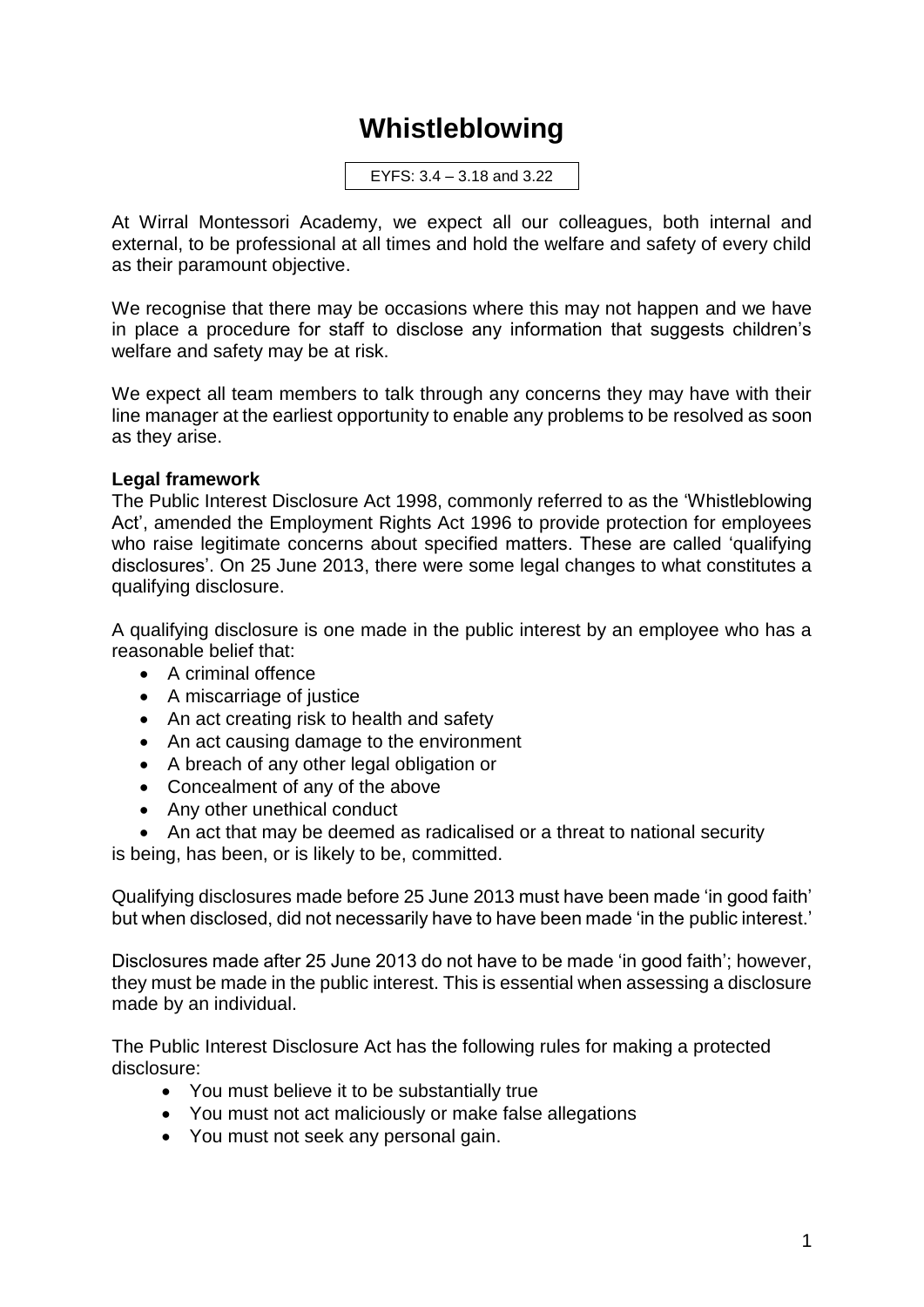# Whistleblowing

EYFS: 3.4 – 3.18 and 3.22

At Wirral Montessori Academy, we expect all our colleagues, both internal and external, to be professional at all times and hold the welfare and safety of every child as their paramount objective.

We recognise that there may be occasions where this may not happen and we have in place a procedure for staff to disclose any information that suggests children's welfare and safety may be at risk.

We expect all team members to talk through any concerns they may have with their line manager at the earliest opportunity to enable any problems to be resolved as soon as they arise.

**Legal framework**

The Public Interest Disclosure Act 1998, commonly referred to as the 'Whistleblowing Act', amended the Employment Rights Act 1996 to provide protection for employees who raise legitimate concerns about specified matters. These are called 'qualifying disclosures'. On 25 June 2013, there were some legal changes to what constitutes a qualifying disclosure.

A qualifying disclosure is one made in the public interest by an employee who has a reasonable belief that:

- A criminal offence
- A miscarriage of justice
- An act creating risk to health and safety
- An act causing damage to the environment
- A breach of any other legal obligation or
- Concealment of any of the above
- Any other unethical conduct
- An act that may be deemed as radicalised or a threat to national security

is being, has been, or is likely to be, committed.

Qualifying disclosures made before 25 June 2013 must have been made 'in good faith' but when disclosed, did not necessarily have to have been made 'in the public interest.'

Disclosures made after 25 June 2013 do not have to be made 'in good faith'; however, they must be made in the public interest. This is essential when assessing a disclosure made by an individual.

The Public Interest Disclosure Act has the following rules for making a protected disclosure:

- You must believe it to be substantially true
- You must not act maliciously or make false allegations
- You must not seek any personal gain.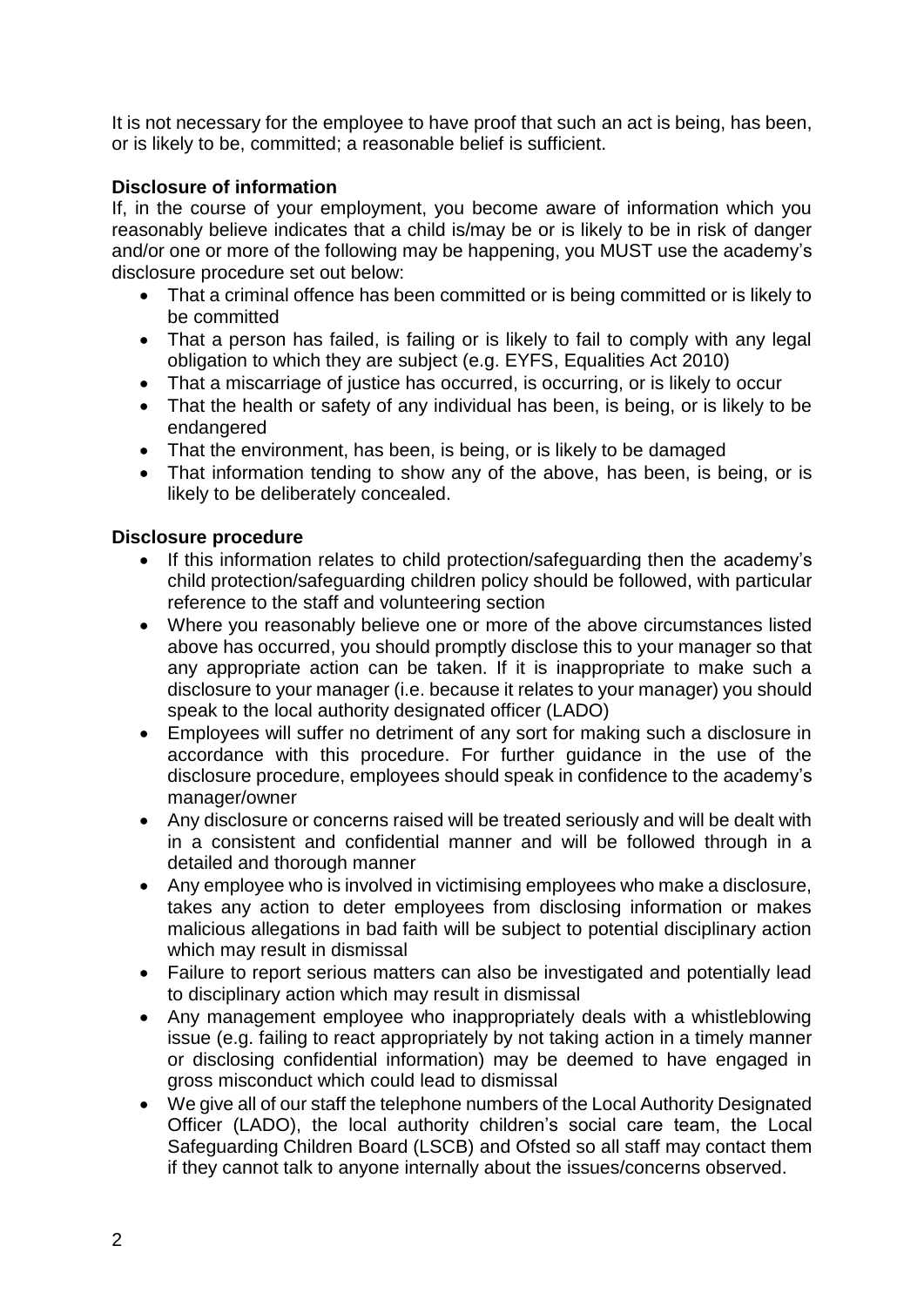It is not necessary for the employee to have proof that such an act is being, has been, or is likely to be, committed; a reasonable belief is sufficient.

**Disclosure of information**

If, in the course of your employment, you become aware of information which you reasonably believe indicates that a child is/may be or is likely to be in risk of danger and/or one or more of the following may be happening, you MUST use the academy's disclosure procedure set out below:

- That a criminal offence has been committed or is being committed or is likely to be committed
- That a person has failed, is failing or is likely to fail to comply with any legal obligation to which they are subject (e.g. EYFS, Equalities Act 2010)
- That a miscarriage of justice has occurred, is occurring, or is likely to occur
- That the health or safety of any individual has been, is being, or is likely to be endangered
- That the environment, has been, is being, or is likely to be damaged
- That information tending to show any of the above, has been, is being, or is likely to be deliberately concealed.

**Disclosure procedure**

- If this information relates to child protection/safeguarding then the academy's child protection/safeguarding children policy should be followed, with particular reference to the staff and volunteering section
- Where you reasonably believe one or more of the above circumstances listed above has occurred, you should promptly disclose this to your manager so that any appropriate action can be taken. If it is inappropriate to make such a disclosure to your manager (i.e. because it relates to your manager) you should speak to the local authority designated officer (LADO)
- Employees will suffer no detriment of any sort for making such a disclosure in accordance with this procedure. For further guidance in the use of the disclosure procedure, employees should speak in confidence to the academy's manager/owner
- Any disclosure or concerns raised will be treated seriously and will be dealt with in a consistent and confidential manner and will be followed through in a detailed and thorough manner
- Any employee who is involved in victimising employees who make a disclosure, takes any action to deter employees from disclosing information or makes malicious allegations in bad faith will be subject to potential disciplinary action which may result in dismissal
- Failure to report serious matters can also be investigated and potentially lead to disciplinary action which may result in dismissal
- Any management employee who inappropriately deals with a whistleblowing issue (e.g. failing to react appropriately by not taking action in a timely manner or disclosing confidential information) may be deemed to have engaged in gross misconduct which could lead to dismissal
- We give all of our staff the telephone numbers of the Local Authority Designated Officer (LADO), the local authority children's social care team, the Local Safeguarding Children Board (LSCB) and Ofsted so all staff may contact them if they cannot talk to anyone internally about the issues/concerns observed.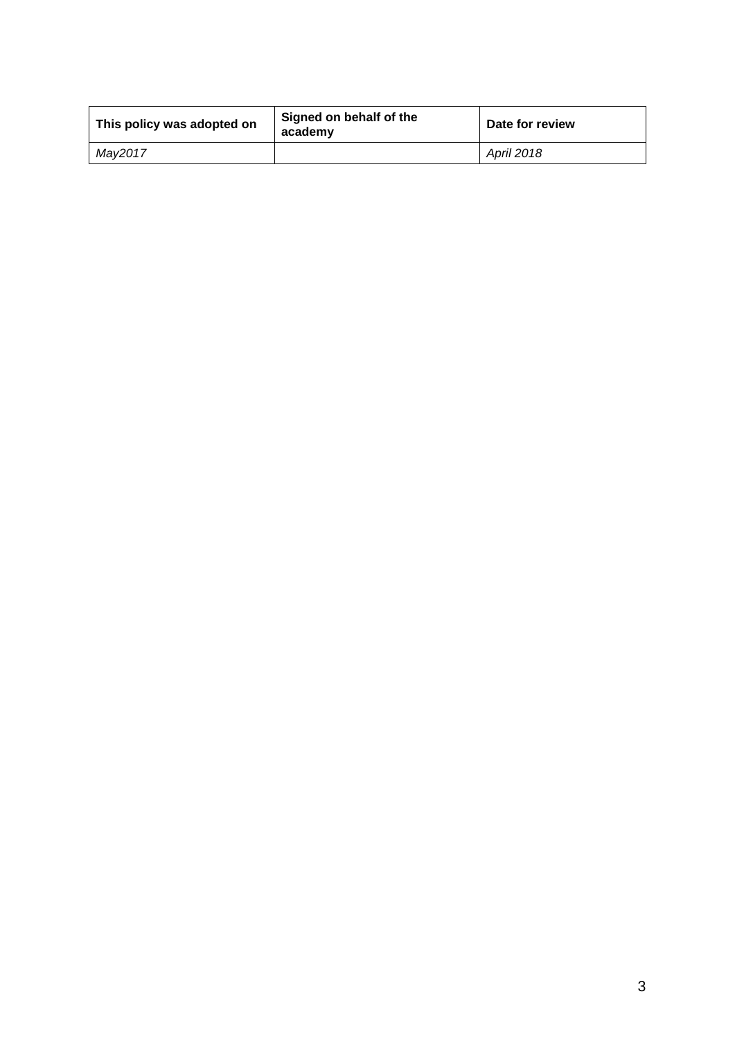| **This policy was adopted on** | **Signed on behalf of the academy** | **Date for review** |
| --- | --- | --- |
| *May2017* | | *April 2018* |